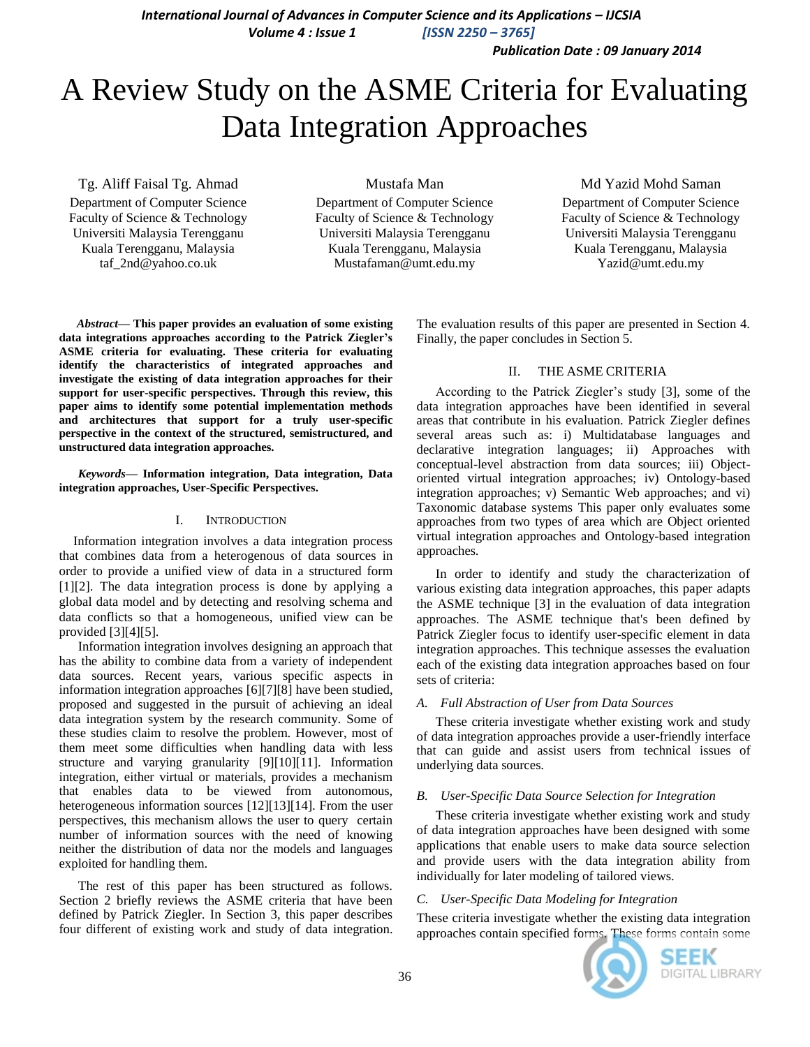# A Review Study on the ASME Criteria for Evaluating Data Integration Approaches

Tg. Aliff Faisal Tg. Ahmad
Department of Computer Science
Faculty of Science & Technology
Universiti Malaysia Terengganu
Kuala Terengganu, Malaysia
taf_2nd@yahoo.co.uk

Mustafa Man
Department of Computer Science
Faculty of Science & Technology
Universiti Malaysia Terengganu
Kuala Terengganu, Malaysia
Mustafaman@umt.edu.my

Md Yazid Mohd Saman
Department of Computer Science
Faculty of Science & Technology
Universiti Malaysia Terengganu
Kuala Terengganu, Malaysia
Yazid@umt.edu.my

***Abstract*— This paper provides an evaluation of some existing data integrations approaches according to the Patrick Ziegler's ASME criteria for evaluating. These criteria for evaluating identify the characteristics of integrated approaches and investigate the existing of data integration approaches for their support for user-specific perspectives. Through this review, this paper aims to identify some potential implementation methods and architectures that support for a truly user-specific perspective in the context of the structured, semistructured, and unstructured data integration approaches.**

***Keywords*— Information integration, Data integration, Data integration approaches, User-Specific Perspectives.**

## I. Introduction

Information integration involves a data integration process that combines data from a heterogenous of data sources in order to provide a unified view of data in a structured form [1][2]. The data integration process is done by applying a global data model and by detecting and resolving schema and data conflicts so that a homogeneous, unified view can be provided [3][4][5].

Information integration involves designing an approach that has the ability to combine data from a variety of independent data sources. Recent years, various specific aspects in information integration approaches [6][7][8] have been studied, proposed and suggested in the pursuit of achieving an ideal data integration system by the research community. Some of these studies claim to resolve the problem. However, most of them meet some difficulties when handling data with less structure and varying granularity [9][10][11]. Information integration, either virtual or materials, provides a mechanism that enables data to be viewed from autonomous, heterogeneous information sources [12][13][14]. From the user perspectives, this mechanism allows the user to query certain number of information sources with the need of knowing neither the distribution of data nor the models and languages exploited for handling them.

The rest of this paper has been structured as follows. Section 2 briefly reviews the ASME criteria that have been defined by Patrick Ziegler. In Section 3, this paper describes four different of existing work and study of data integration. The evaluation results of this paper are presented in Section 4. Finally, the paper concludes in Section 5.

## II. The ASME Criteria

According to the Patrick Ziegler's study [3], some of the data integration approaches have been identified in several areas that contribute in his evaluation. Patrick Ziegler defines several areas such as: i) Multidatabase languages and declarative integration languages; ii) Approaches with conceptual-level abstraction from data sources; iii) Object-oriented virtual integration approaches; iv) Ontology-based integration approaches; v) Semantic Web approaches; and vi) Taxonomic database systems This paper only evaluates some approaches from two types of area which are Object oriented virtual integration approaches and Ontology-based integration approaches.

In order to identify and study the characterization of various existing data integration approaches, this paper adapts the ASME technique [3] in the evaluation of data integration approaches. The ASME technique that's been defined by Patrick Ziegler focus to identify user-specific element in data integration approaches. This technique assesses the evaluation each of the existing data integration approaches based on four sets of criteria:

### A. Full Abstraction of User from Data Sources

These criteria investigate whether existing work and study of data integration approaches provide a user-friendly interface that can guide and assist users from technical issues of underlying data sources.

### B. User-Specific Data Source Selection for Integration

These criteria investigate whether existing work and study of data integration approaches have been designed with some applications that enable users to make data source selection and provide users with the data integration ability from individually for later modeling of tailored views.

### C. User-Specific Data Modeling for Integration

These criteria investigate whether the existing data integration approaches contain specified forms. These forms contain some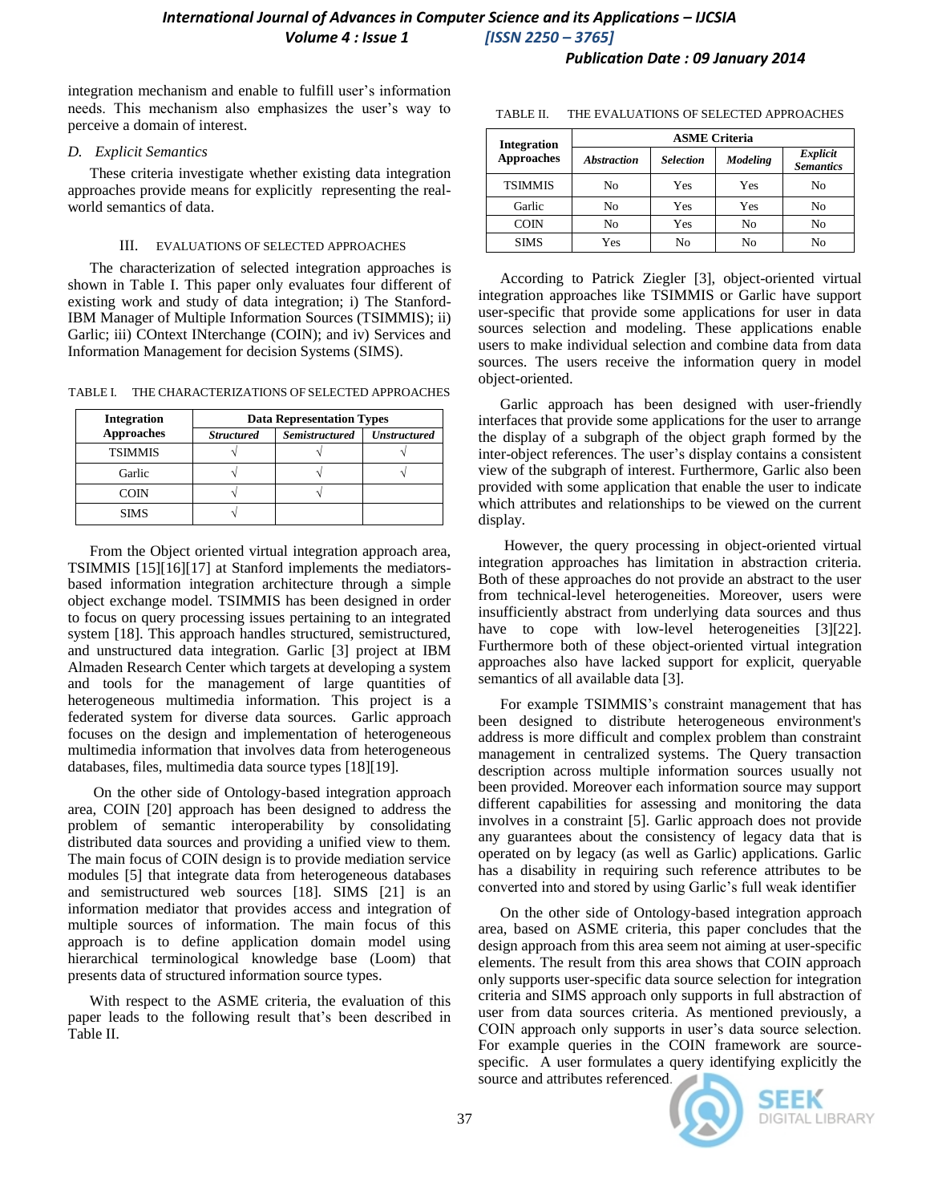integration mechanism and enable to fulfill user's information needs. This mechanism also emphasizes the user's way to perceive a domain of interest.

### *D. Explicit Semantics*

These criteria investigate whether existing data integration approaches provide means for explicitly representing the real-world semantics of data.

## III. EVALUATIONS OF SELECTED APPROACHES

The characterization of selected integration approaches is shown in Table I. This paper only evaluates four different of existing work and study of data integration; i) The Stanford-IBM Manager of Multiple Information Sources (TSIMMIS); ii) Garlic; iii) COntext INterchange (COIN); and iv) Services and Information Management for decision Systems (SIMS).

TABLE I. THE CHARACTERIZATIONS OF SELECTED APPROACHES

| Integration Approaches | Data Representation Types | | |
|---|---|---|---|
| | *Structured* | *Semistructured* | *Unstructured* |
| TSIMMIS | √ | √ | √ |
| Garlic | √ | √ | √ |
| COIN | √ | √ | |
| SIMS | √ | | |

From the Object oriented virtual integration approach area, TSIMMIS [15][16][17] at Stanford implements the mediators-based information integration architecture through a simple object exchange model. TSIMMIS has been designed in order to focus on query processing issues pertaining to an integrated system [18]. This approach handles structured, semistructured, and unstructured data integration. Garlic [3] project at IBM Almaden Research Center which targets at developing a system and tools for the management of large quantities of heterogeneous multimedia information. This project is a federated system for diverse data sources. Garlic approach focuses on the design and implementation of heterogeneous multimedia information that involves data from heterogeneous databases, files, multimedia data source types [18][19].

On the other side of Ontology-based integration approach area, COIN [20] approach has been designed to address the problem of semantic interoperability by consolidating distributed data sources and providing a unified view to them. The main focus of COIN design is to provide mediation service modules [5] that integrate data from heterogeneous databases and semistructured web sources [18]. SIMS [21] is an information mediator that provides access and integration of multiple sources of information. The main focus of this approach is to define application domain model using hierarchical terminological knowledge base (Loom) that presents data of structured information source types.

With respect to the ASME criteria, the evaluation of this paper leads to the following result that's been described in Table II.

TABLE II. THE EVALUATIONS OF SELECTED APPROACHES

| Integration Approaches | ASME Criteria | | | |
|---|---|---|---|---|
| | *Abstraction* | *Selection* | *Modeling* | *Explicit Semantics* |
| TSIMMIS | No | Yes | Yes | No |
| Garlic | No | Yes | Yes | No |
| COIN | No | Yes | No | No |
| SIMS | Yes | No | No | No |

According to Patrick Ziegler [3], object-oriented virtual integration approaches like TSIMMIS or Garlic have support user-specific that provide some applications for user in data sources selection and modeling. These applications enable users to make individual selection and combine data from data sources. The users receive the information query in model object-oriented.

Garlic approach has been designed with user-friendly interfaces that provide some applications for the user to arrange the display of a subgraph of the object graph formed by the inter-object references. The user's display contains a consistent view of the subgraph of interest. Furthermore, Garlic also been provided with some application that enable the user to indicate which attributes and relationships to be viewed on the current display.

However, the query processing in object-oriented virtual integration approaches has limitation in abstraction criteria. Both of these approaches do not provide an abstract to the user from technical-level heterogeneities. Moreover, users were insufficiently abstract from underlying data sources and thus have to cope with low-level heterogeneities [3][22]. Furthermore both of these object-oriented virtual integration approaches also have lacked support for explicit, queryable semantics of all available data [3].

For example TSIMMIS's constraint management that has been designed to distribute heterogeneous environment's address is more difficult and complex problem than constraint management in centralized systems. The Query transaction description across multiple information sources usually not been provided. Moreover each information source may support different capabilities for assessing and monitoring the data involves in a constraint [5]. Garlic approach does not provide any guarantees about the consistency of legacy data that is operated on by legacy (as well as Garlic) applications. Garlic has a disability in requiring such reference attributes to be converted into and stored by using Garlic's full weak identifier

On the other side of Ontology-based integration approach area, based on ASME criteria, this paper concludes that the design approach from this area seem not aiming at user-specific elements. The result from this area shows that COIN approach only supports user-specific data source selection for integration criteria and SIMS approach only supports in full abstraction of user from data sources criteria. As mentioned previously, a COIN approach only supports in user's data source selection. For example queries in the COIN framework are source-specific. A user formulates a query identifying explicitly the source and attributes referenced.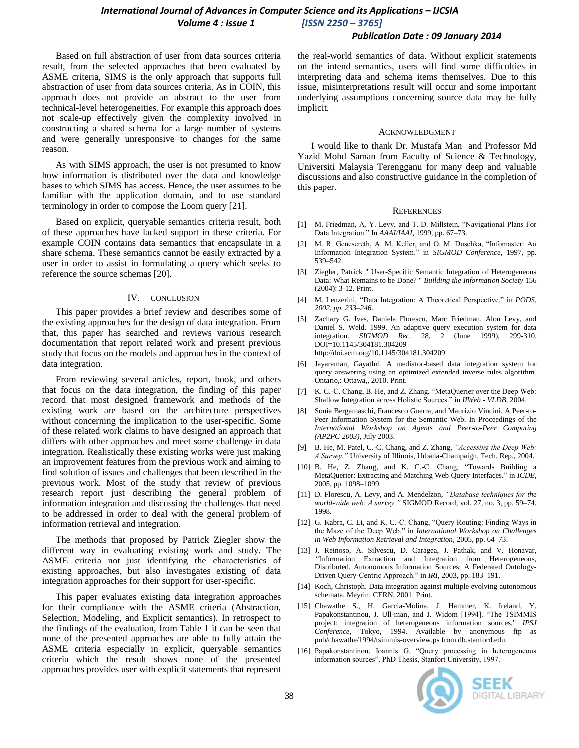Based on full abstraction of user from data sources criteria result, from the selected approaches that been evaluated by ASME criteria, SIMS is the only approach that supports full abstraction of user from data sources criteria. As in COIN, this approach does not provide an abstract to the user from technical-level heterogeneities. For example this approach does not scale-up effectively given the complexity involved in constructing a shared schema for a large number of systems and were generally unresponsive to changes for the same reason.

As with SIMS approach, the user is not presumed to know how information is distributed over the data and knowledge bases to which SIMS has access. Hence, the user assumes to be familiar with the application domain, and to use standard terminology in order to compose the Loom query [21].

Based on explicit, queryable semantics criteria result, both of these approaches have lacked support in these criteria. For example COIN contains data semantics that encapsulate in a share schema. These semantics cannot be easily extracted by a user in order to assist in formulating a query which seeks to reference the source schemas [20].

## IV. Conclusion

This paper provides a brief review and describes some of the existing approaches for the design of data integration. From that, this paper has searched and reviews various research documentation that report related work and present previous study that focus on the models and approaches in the context of data integration.

From reviewing several articles, report, book, and others that focus on the data integration, the finding of this paper record that most designed framework and methods of the existing work are based on the architecture perspectives without concerning the implication to the user-specific. Some of these related work claims to have designed an approach that differs with other approaches and meet some challenge in data integration. Realistically these existing works were just making an improvement features from the previous work and aiming to find solution of issues and challenges that been described in the previous work. Most of the study that review of previous research report just describing the general problem of information integration and discussing the challenges that need to be addressed in order to deal with the general problem of information retrieval and integration.

The methods that proposed by Patrick Ziegler show the different way in evaluating existing work and study. The ASME criteria not just identifying the characteristics of existing approaches, but also investigates existing of data integration approaches for their support for user-specific.

This paper evaluates existing data integration approaches for their compliance with the ASME criteria (Abstraction, Selection, Modeling, and Explicit semantics). In retrospect to the findings of the evaluation, from Table 1 it can be seen that none of the presented approaches are able to fully attain the ASME criteria especially in explicit, queryable semantics criteria which the result shows none of the presented approaches provides user with explicit statements that represent the real-world semantics of data. Without explicit statements on the intend semantics, users will find some difficulties in interpreting data and schema items themselves. Due to this issue, misinterpretations result will occur and some important underlying assumptions concerning source data may be fully implicit.

## Acknowledgment

I would like to thank Dr. Mustafa Man and Professor Md Yazid Mohd Saman from Faculty of Science & Technology, Universiti Malaysia Terengganu for many deep and valuable discussions and also constructive guidance in the completion of this paper.

## References

[1] M. Friedman, A. Y. Levy, and T. D. Millstein, "Navigational Plans For Data Integration." In *AAAI/IAAI*, 1999, pp. 67–73.

[2] M. R. Genesereth, A. M. Keller, and O. M. Duschka, "Infomaster: An Information Integration System." in *SIGMOD Conference*, 1997, pp. 539–542.

[3] Ziegler, Patrick " User-Specific Semantic Integration of Heterogeneous Data: What Remains to be Done? " *Building the Information Society* 156 (2004): 3-12. Print.

[4] M. Lenzerini, "Data Integration: A Theoretical Perspective." in *PODS, 2002, pp. 233–246.*

[5] Zachary G. Ives, Daniela Florescu, Marc Friedman, Alon Levy, and Daniel S. Weld. 1999. An adaptive query execution system for data integration. *SIGMOD Rec.* 28, 2 (June 1999), 299-310. DOI=10.1145/304181.304209 http://doi.acm.org/10.1145/304181.304209

[6] Jayaraman, Gayathri. A mediator-based data integration system for query answering using an optimized extended inverse rules algorithm. Ontario,: Ottawa,, 2010. Print.

[7] K. C.-C. Chang, B. He, and Z. Zhang, "MetaQuerier over the Deep Web: Shallow Integration across Holistic Sources." in *IIWeb - VLDB*, 2004.

[8] Sonia Bergamaschi, Francesco Guerra, and Maurizio Vincini. A Peer-to-Peer Information System for the Semantic Web. In Proceedings of the *International Workshop on Agents and Peer-to-Peer Computing (AP2PC 2003)*, July 2003.

[9] B. He, M. Patel, C.-C. Chang, and Z. Zhang, *"Accessing the Deep Web: A Survey."* University of Illinois, Urbana-Champaign, Tech. Rep., 2004.

[10] B. He, Z. Zhang, and K. C.-C. Chang, "Towards Building a MetaQuerier: Extracting and Matching Web Query Interfaces." in *ICDE*, 2005, pp. 1098–1099.

[11] D. Florescu, A. Levy, and A. Mendelzon, *"Database techniques for the world-wide web: A survey."* SIGMOD Record, vol. 27, no. 3, pp. 59–74, 1998.

[12] G. Kabra, C. Li, and K. C.-C. Chang, "Query Routing: Finding Ways in the Maze of the Deep Web." in *International Workshop on Challenges in Web Information Retrieval and Integration*, 2005, pp. 64–73.

[13] J. Reinoso, A. Silvescu, D. Caragea, J. Pathak, and V. Honavar, "Information Extraction and Integration from Heterogeneous, Distributed, Autonomous Information Sources: A Federated Ontology-Driven Query-Centric Approach." in *IRI*, 2003, pp. 183–191.

[14] Koch, Christoph. Data integration against multiple evolving autonomous schemata. Meyrin: CERN, 2001. Print.

[15] Chawathe S., H. Garcia-Molina, J. Hammer, K. Ireland, Y. Papakonstantinou, J. Ull-man, and J. Widom [1994]. "The TSIMMIS project: integration of heterogeneous information sources," *IPSJ Conference*, Tokyo, 1994. Available by anonymous ftp as pub/chawathe/1994/tsimmis-overview.ps from db.stanford.edu.

[16] Papakonstantinou, Ioannis G. "Query processing in heterogeneous information sources". PhD Thesis, Stanfort University, 1997.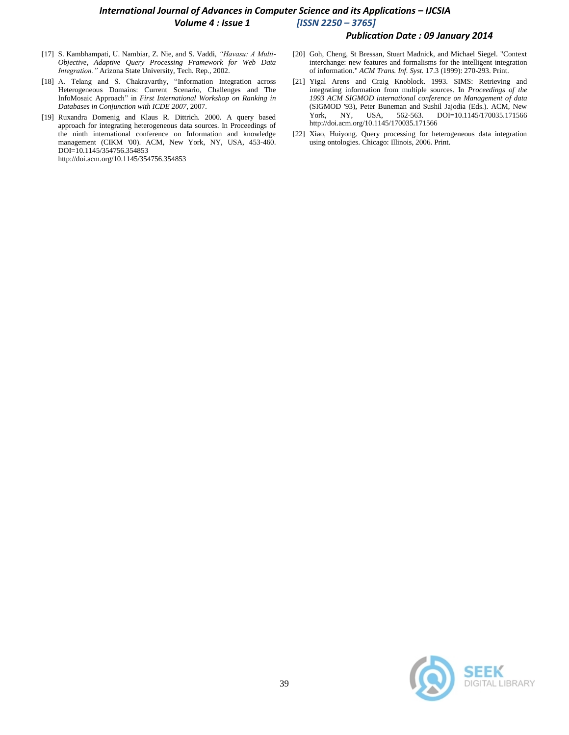[17] S. Kambhampati, U. Nambiar, Z. Nie, and S. Vaddi, *"Havasu: A Multi-Objective, Adaptive Query Processing Framework for Web Data Integration."* Arizona State University, Tech. Rep., 2002.

[18] A. Telang and S. Chakravarthy, "Information Integration across Heterogeneous Domains: Current Scenario, Challenges and The InfoMosaic Approach" in *First International Workshop on Ranking in Databases in Conjunction with ICDE 2007*, 2007.

[19] Ruxandra Domenig and Klaus R. Dittrich. 2000. A query based approach for integrating heterogeneous data sources. In Proceedings of the ninth international conference on Information and knowledge management (CIKM '00). ACM, New York, NY, USA, 453-460. DOI=10.1145/354756.354853 http://doi.acm.org/10.1145/354756.354853

[20] Goh, Cheng, St Bressan, Stuart Madnick, and Michael Siegel. "Context interchange: new features and formalisms for the intelligent integration of information." *ACM Trans. Inf. Syst.* 17.3 (1999): 270-293. Print.

[21] Yigal Arens and Craig Knoblock. 1993. SIMS: Retrieving and integrating information from multiple sources. In *Proceedings of the 1993 ACM SIGMOD international conference on Management of data* (SIGMOD '93), Peter Buneman and Sushil Jajodia (Eds.). ACM, New York, NY, USA, 562-563. DOI=10.1145/170035.171566 http://doi.acm.org/10.1145/170035.171566

[22] Xiao, Huiyong. Query processing for heterogeneous data integration using ontologies. Chicago: Illinois, 2006. Print.